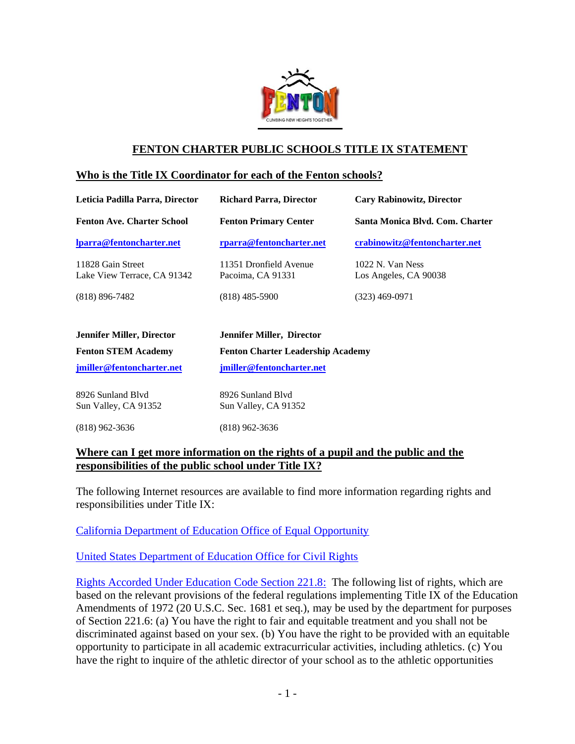# FENTON CHARTER PUBLIC SCHOOLS TITLE IX STATEMENT

## Who is the Title IX Coordinator for each of the Fenton schools?

**Leticia Padilla Parra, Director**

**Fenton Ave. Charter School**

**lparra@fentoncharter.net**

11828 Gain Street
Lake View Terrace, CA 91342

(818) 896-7482

**Richard Parra, Director**

**Fenton Primary Center**

**rparra@fentoncharter.net**

11351 Dronfield Avenue
Pacoima, CA 91331

(818) 485-5900

**Cary Rabinowitz, Director**

**Santa Monica Blvd. Com. Charter**

**crabinowitz@fentoncharter.net**

1022 N. Van Ness
Los Angeles, CA 90038

(323) 469-0971

**Jennifer Miller, Director**

**Fenton STEM Academy**

**jmiller@fentoncharter.net**

8926 Sunland Blvd
Sun Valley, CA 91352

(818) 962-3636

**Jennifer Miller, Director**

**Fenton Charter Leadership Academy**

**jmiller@fentoncharter.net**

8926 Sunland Blvd
Sun Valley, CA 91352

(818) 962-3636

## Where can I get more information on the rights of a pupil and the public and the responsibilities of the public school under Title IX?

The following Internet resources are available to find more information regarding rights and responsibilities under Title IX:

California Department of Education Office of Equal Opportunity

United States Department of Education Office for Civil Rights

Rights Accorded Under Education Code Section 221.8: The following list of rights, which are based on the relevant provisions of the federal regulations implementing Title IX of the Education Amendments of 1972 (20 U.S.C. Sec. 1681 et seq.), may be used by the department for purposes of Section 221.6: (a) You have the right to fair and equitable treatment and you shall not be discriminated against based on your sex. (b) You have the right to be provided with an equitable opportunity to participate in all academic extracurricular activities, including athletics. (c) You have the right to inquire of the athletic director of your school as to the athletic opportunities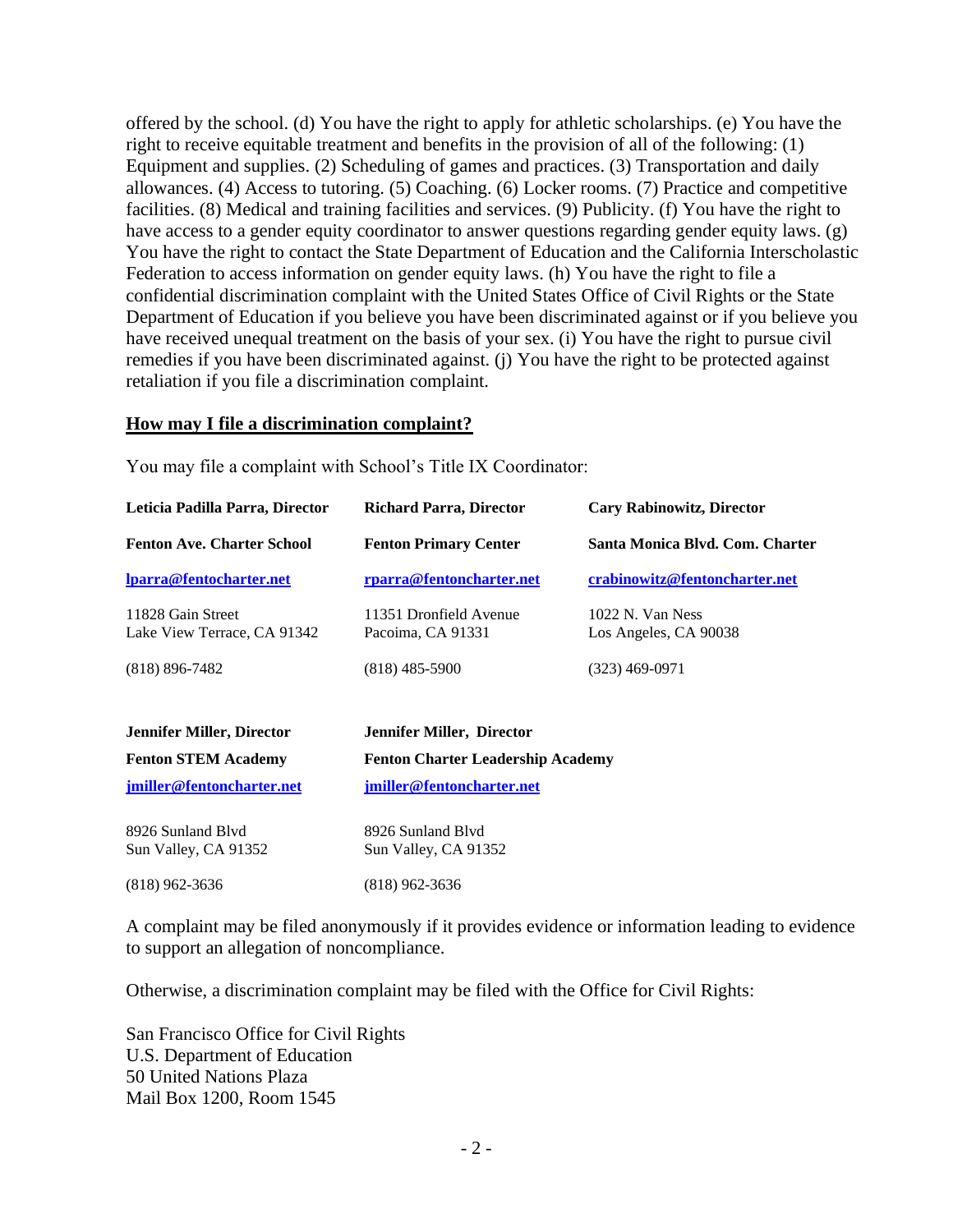offered by the school. (d) You have the right to apply for athletic scholarships. (e) You have the right to receive equitable treatment and benefits in the provision of all of the following: (1) Equipment and supplies. (2) Scheduling of games and practices. (3) Transportation and daily allowances. (4) Access to tutoring. (5) Coaching. (6) Locker rooms. (7) Practice and competitive facilities. (8) Medical and training facilities and services. (9) Publicity. (f) You have the right to have access to a gender equity coordinator to answer questions regarding gender equity laws. (g) You have the right to contact the State Department of Education and the California Interscholastic Federation to access information on gender equity laws. (h) You have the right to file a confidential discrimination complaint with the United States Office of Civil Rights or the State Department of Education if you believe you have been discriminated against or if you believe you have received unequal treatment on the basis of your sex. (i) You have the right to pursue civil remedies if you have been discriminated against. (j) You have the right to be protected against retaliation if you file a discrimination complaint.

## How may I file a discrimination complaint?

You may file a complaint with School's Title IX Coordinator:

**Leticia Padilla Parra, Director**
**Fenton Ave. Charter School**
lparra@fentocharter.net
11828 Gain Street
Lake View Terrace, CA 91342
(818) 896-7482

**Richard Parra, Director**
**Fenton Primary Center**
rparra@fentoncharter.net
11351 Dronfield Avenue
Pacoima, CA 91331
(818) 485-5900

**Cary Rabinowitz, Director**
**Santa Monica Blvd. Com. Charter**
crabinowitz@fentoncharter.net
1022 N. Van Ness
Los Angeles, CA 90038
(323) 469-0971

**Jennifer Miller, Director**
**Fenton STEM Academy**
jmiller@fentoncharter.net
8926 Sunland Blvd
Sun Valley, CA 91352
(818) 962-3636

**Jennifer Miller, Director**
**Fenton Charter Leadership Academy**
jmiller@fentoncharter.net
8926 Sunland Blvd
Sun Valley, CA 91352
(818) 962-3636

A complaint may be filed anonymously if it provides evidence or information leading to evidence to support an allegation of noncompliance.

Otherwise, a discrimination complaint may be filed with the Office for Civil Rights:

San Francisco Office for Civil Rights
U.S. Department of Education
50 United Nations Plaza
Mail Box 1200, Room 1545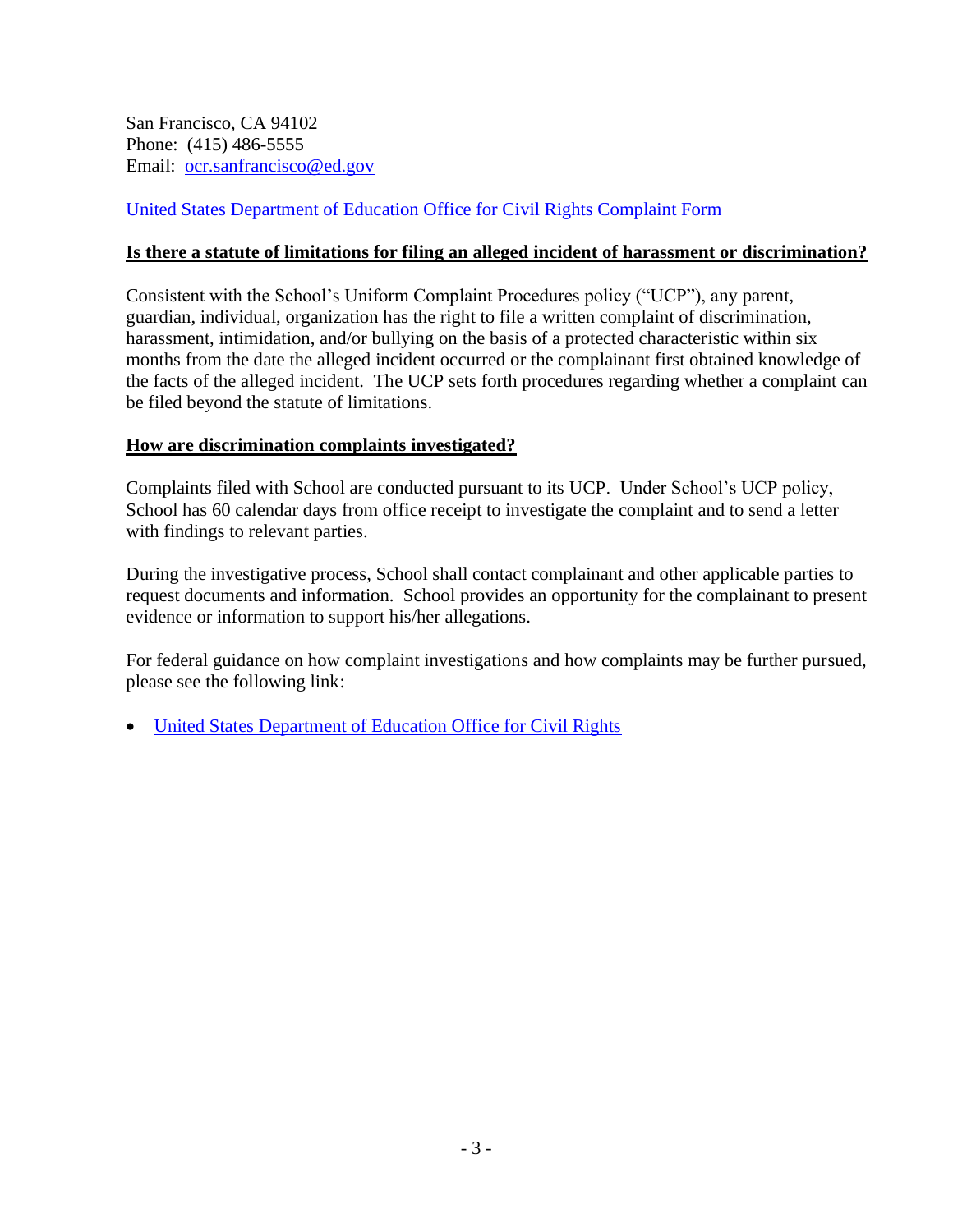San Francisco, CA 94102
Phone: (415) 486-5555
Email: [ocr.sanfrancisco@ed.gov](mailto:ocr.sanfrancisco@ed.gov)

[United States Department of Education Office for Civil Rights Complaint Form]()

**Is there a statute of limitations for filing an alleged incident of harassment or discrimination?**

Consistent with the School's Uniform Complaint Procedures policy ("UCP"), any parent, guardian, individual, organization has the right to file a written complaint of discrimination, harassment, intimidation, and/or bullying on the basis of a protected characteristic within six months from the date the alleged incident occurred or the complainant first obtained knowledge of the facts of the alleged incident. The UCP sets forth procedures regarding whether a complaint can be filed beyond the statute of limitations.

**How are discrimination complaints investigated?**

Complaints filed with School are conducted pursuant to its UCP. Under School's UCP policy, School has 60 calendar days from office receipt to investigate the complaint and to send a letter with findings to relevant parties.

During the investigative process, School shall contact complainant and other applicable parties to request documents and information. School provides an opportunity for the complainant to present evidence or information to support his/her allegations.

For federal guidance on how complaint investigations and how complaints may be further pursued, please see the following link:

- [United States Department of Education Office for Civil Rights]()